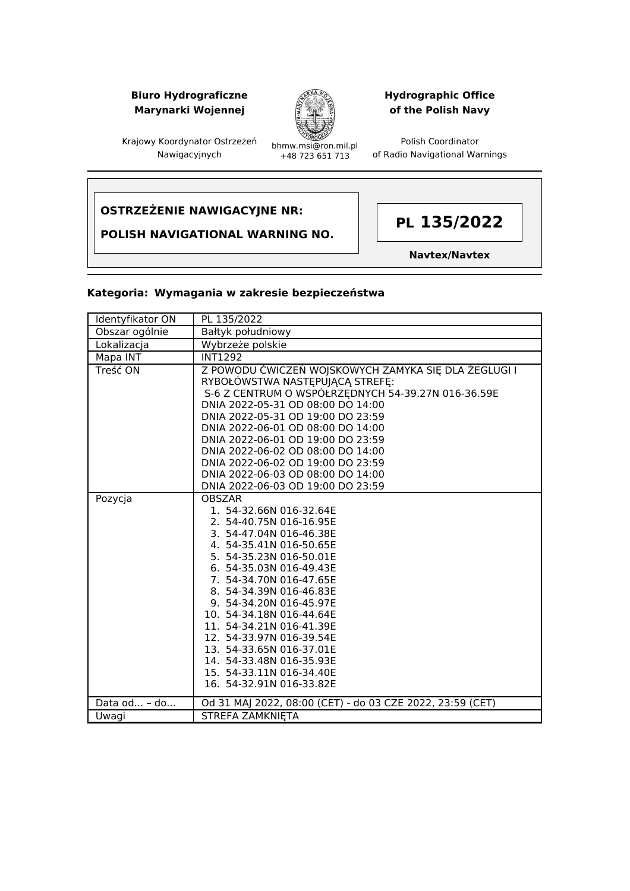**Biuro Hydrograficzne Marynarki Wojennej**

Krajowy Koordynator Ostrzeżeń Nawigacyjnych

bhmw.msi@ron.mil.pl
+48 723 651 713

**Hydrographic Office of the Polish Navy**

Polish Coordinator of Radio Navigational Warnings

---

**OSTRZEŻENIE NAWIGACYJNE NR:**

**POLISH NAVIGATIONAL WARNING NO.**

# PL 135/2022

**Navtex/Navtex**

---

**Kategoria: Wymagania w zakresie bezpieczeństwa**

| | |
|---|---|
| Identyfikator ON | PL 135/2022 |
| Obszar ogólnie | Bałtyk południowy |
| Lokalizacja | Wybrzeże polskie |
| Mapa INT | INT1292 |
| Treść ON | Z POWODU ĆWICZEŃ WOJSKOWYCH ZAMYKA SIĘ DLA ŻEGLUGI I RYBOŁÓWSTWA NASTĘPUJĄCĄ STREFĘ:<br>S-6 Z CENTRUM O WSPÓŁRZĘDNYCH 54-39.27N 016-36.59E<br>DNIA 2022-05-31 OD 08:00 DO 14:00<br>DNIA 2022-05-31 OD 19:00 DO 23:59<br>DNIA 2022-06-01 OD 08:00 DO 14:00<br>DNIA 2022-06-01 OD 19:00 DO 23:59<br>DNIA 2022-06-02 OD 08:00 DO 14:00<br>DNIA 2022-06-02 OD 19:00 DO 23:59<br>DNIA 2022-06-03 OD 08:00 DO 14:00<br>DNIA 2022-06-03 OD 19:00 DO 23:59 |
| Pozycja | OBSZAR<br>1. 54-32.66N 016-32.64E<br>2. 54-40.75N 016-16.95E<br>3. 54-47.04N 016-46.38E<br>4. 54-35.41N 016-50.65E<br>5. 54-35.23N 016-50.01E<br>6. 54-35.03N 016-49.43E<br>7. 54-34.70N 016-47.65E<br>8. 54-34.39N 016-46.83E<br>9. 54-34.20N 016-45.97E<br>10. 54-34.18N 016-44.64E<br>11. 54-34.21N 016-41.39E<br>12. 54-33.97N 016-39.54E<br>13. 54-33.65N 016-37.01E<br>14. 54-33.48N 016-35.93E<br>15. 54-33.11N 016-34.40E<br>16. 54-32.91N 016-33.82E |
| Data od… – do… | Od 31 MAJ 2022, 08:00 (CET) - do 03 CZE 2022, 23:59 (CET) |
| Uwagi | STREFA ZAMKNIĘTA |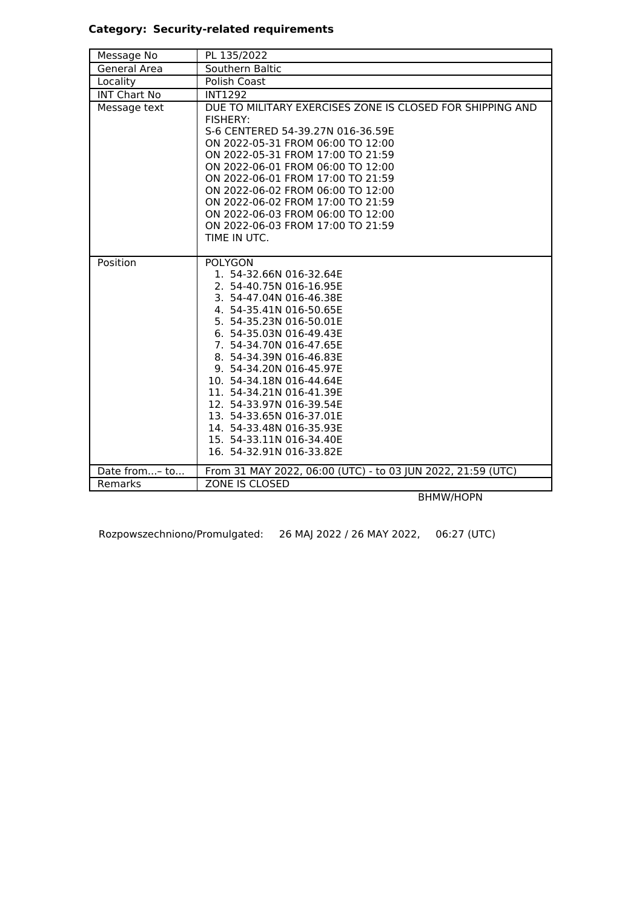**Category: Security-related requirements**

| | |
|---|---|
| Message No | PL 135/2022 |
| General Area | Southern Baltic |
| Locality | Polish Coast |
| INT Chart No | INT1292 |
| Message text | DUE TO MILITARY EXERCISES ZONE IS CLOSED FOR SHIPPING AND FISHERY:<br>S-6 CENTERED 54-39.27N 016-36.59E<br>ON 2022-05-31 FROM 06:00 TO 12:00<br>ON 2022-05-31 FROM 17:00 TO 21:59<br>ON 2022-06-01 FROM 06:00 TO 12:00<br>ON 2022-06-01 FROM 17:00 TO 21:59<br>ON 2022-06-02 FROM 06:00 TO 12:00<br>ON 2022-06-02 FROM 17:00 TO 21:59<br>ON 2022-06-03 FROM 06:00 TO 12:00<br>ON 2022-06-03 FROM 17:00 TO 21:59<br>TIME IN UTC. |
| Position | POLYGON<br>1. 54-32.66N 016-32.64E<br>2. 54-40.75N 016-16.95E<br>3. 54-47.04N 016-46.38E<br>4. 54-35.41N 016-50.65E<br>5. 54-35.23N 016-50.01E<br>6. 54-35.03N 016-49.43E<br>7. 54-34.70N 016-47.65E<br>8. 54-34.39N 016-46.83E<br>9. 54-34.20N 016-45.97E<br>10. 54-34.18N 016-44.64E<br>11. 54-34.21N 016-41.39E<br>12. 54-33.97N 016-39.54E<br>13. 54-33.65N 016-37.01E<br>14. 54-33.48N 016-35.93E<br>15. 54-33.11N 016-34.40E<br>16. 54-32.91N 016-33.82E |
| Date from...– to... | From 31 MAY 2022, 06:00 (UTC) - to 03 JUN 2022, 21:59 (UTC) |
| Remarks | ZONE IS CLOSED |

BHMW/HOPN

Rozpowszechniono/Promulgated: 26 MAJ 2022 / 26 MAY 2022, 06:27 (UTC)